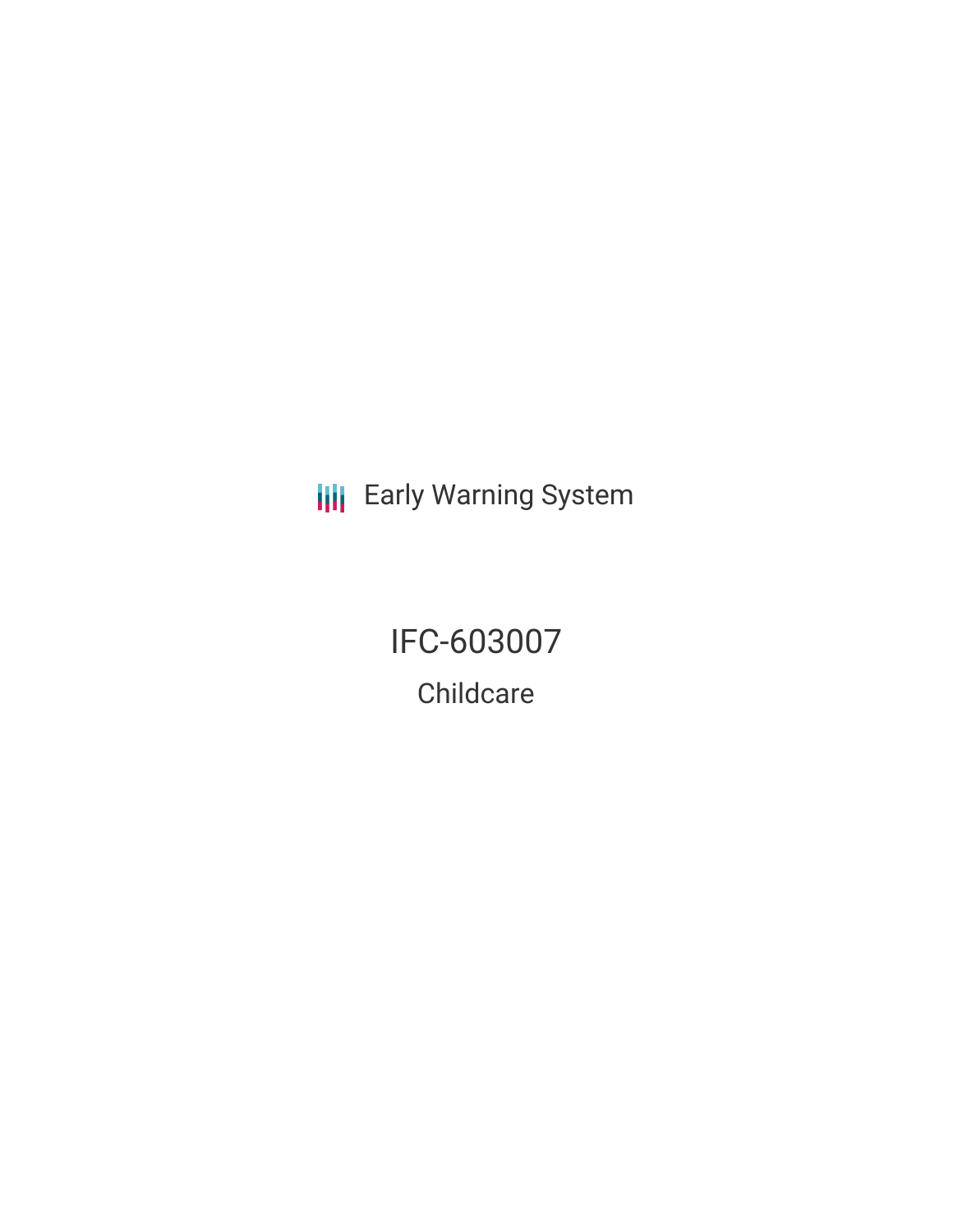Early Warning System

# IFC-603007

## Childcare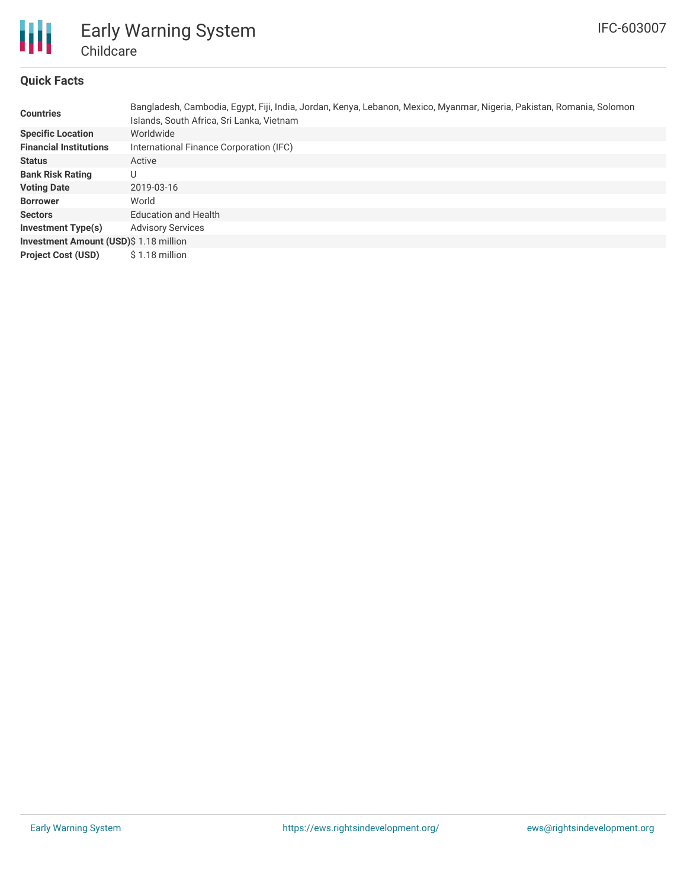# Early Warning System

## Childcare

IFC-603007

### Quick Facts

| | |
|---|---|
| **Countries** | Bangladesh, Cambodia, Egypt, Fiji, India, Jordan, Kenya, Lebanon, Mexico, Myanmar, Nigeria, Pakistan, Romania, Solomon Islands, South Africa, Sri Lanka, Vietnam |
| **Specific Location** | Worldwide |
| **Financial Institutions** | International Finance Corporation (IFC) |
| **Status** | Active |
| **Bank Risk Rating** | U |
| **Voting Date** | 2019-03-16 |
| **Borrower** | World |
| **Sectors** | Education and Health |
| **Investment Type(s)** | Advisory Services |
| **Investment Amount (USD)** | $ 1.18 million |
| **Project Cost (USD)** | $ 1.18 million |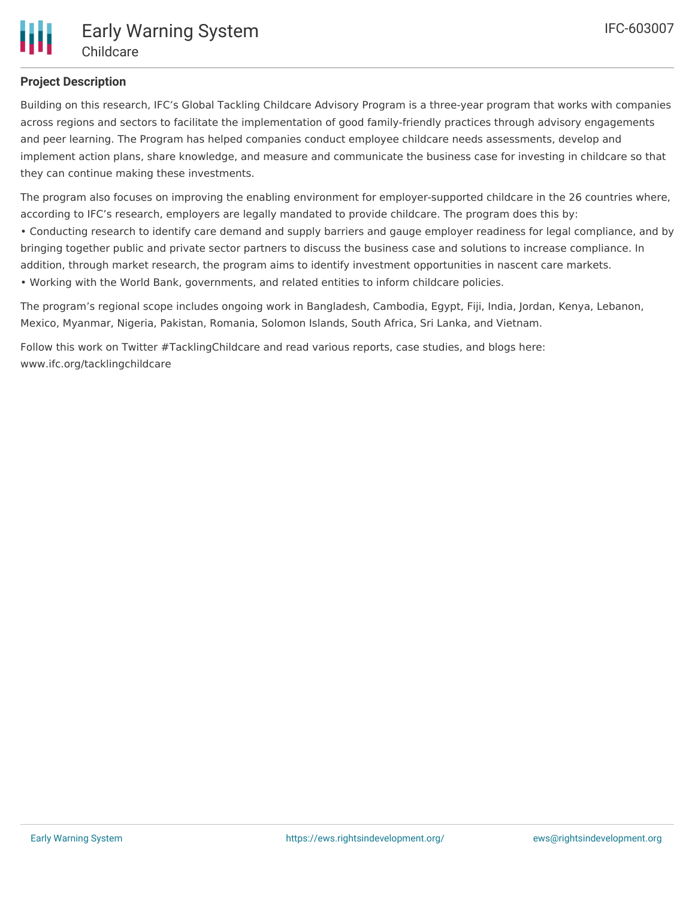## Project Description

Building on this research, IFC's Global Tackling Childcare Advisory Program is a three-year program that works with companies across regions and sectors to facilitate the implementation of good family-friendly practices through advisory engagements and peer learning. The Program has helped companies conduct employee childcare needs assessments, develop and implement action plans, share knowledge, and measure and communicate the business case for investing in childcare so that they can continue making these investments.

The program also focuses on improving the enabling environment for employer-supported childcare in the 26 countries where, according to IFC's research, employers are legally mandated to provide childcare. The program does this by:

- Conducting research to identify care demand and supply barriers and gauge employer readiness for legal compliance, and by bringing together public and private sector partners to discuss the business case and solutions to increase compliance. In addition, through market research, the program aims to identify investment opportunities in nascent care markets.
- Working with the World Bank, governments, and related entities to inform childcare policies.

The program's regional scope includes ongoing work in Bangladesh, Cambodia, Egypt, Fiji, India, Jordan, Kenya, Lebanon, Mexico, Myanmar, Nigeria, Pakistan, Romania, Solomon Islands, South Africa, Sri Lanka, and Vietnam.

Follow this work on Twitter #TacklingChildcare and read various reports, case studies, and blogs here: www.ifc.org/tacklingchildcare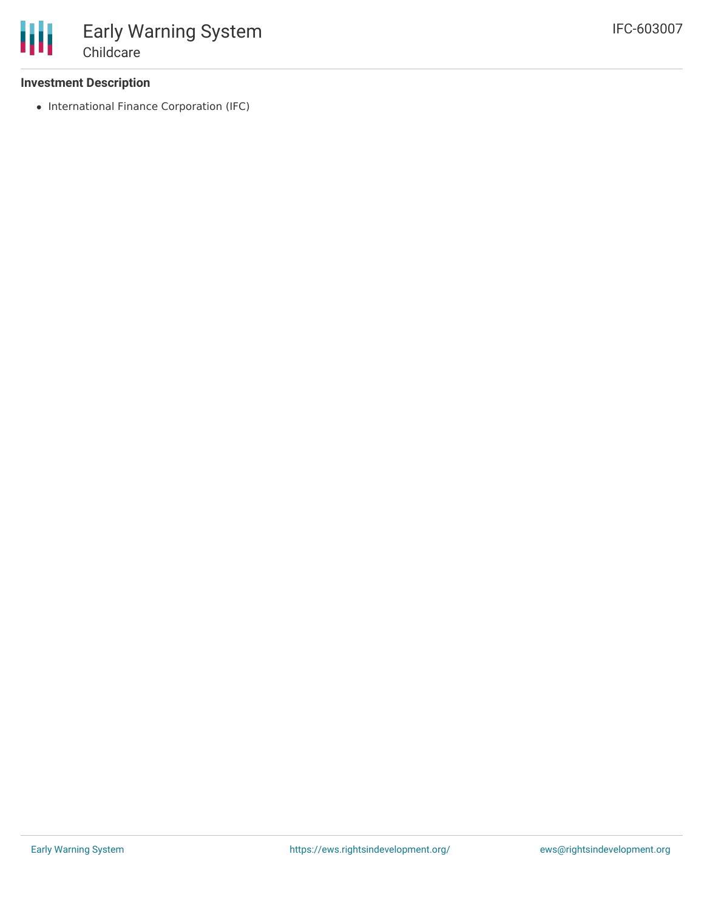### Investment Description

- International Finance Corporation (IFC)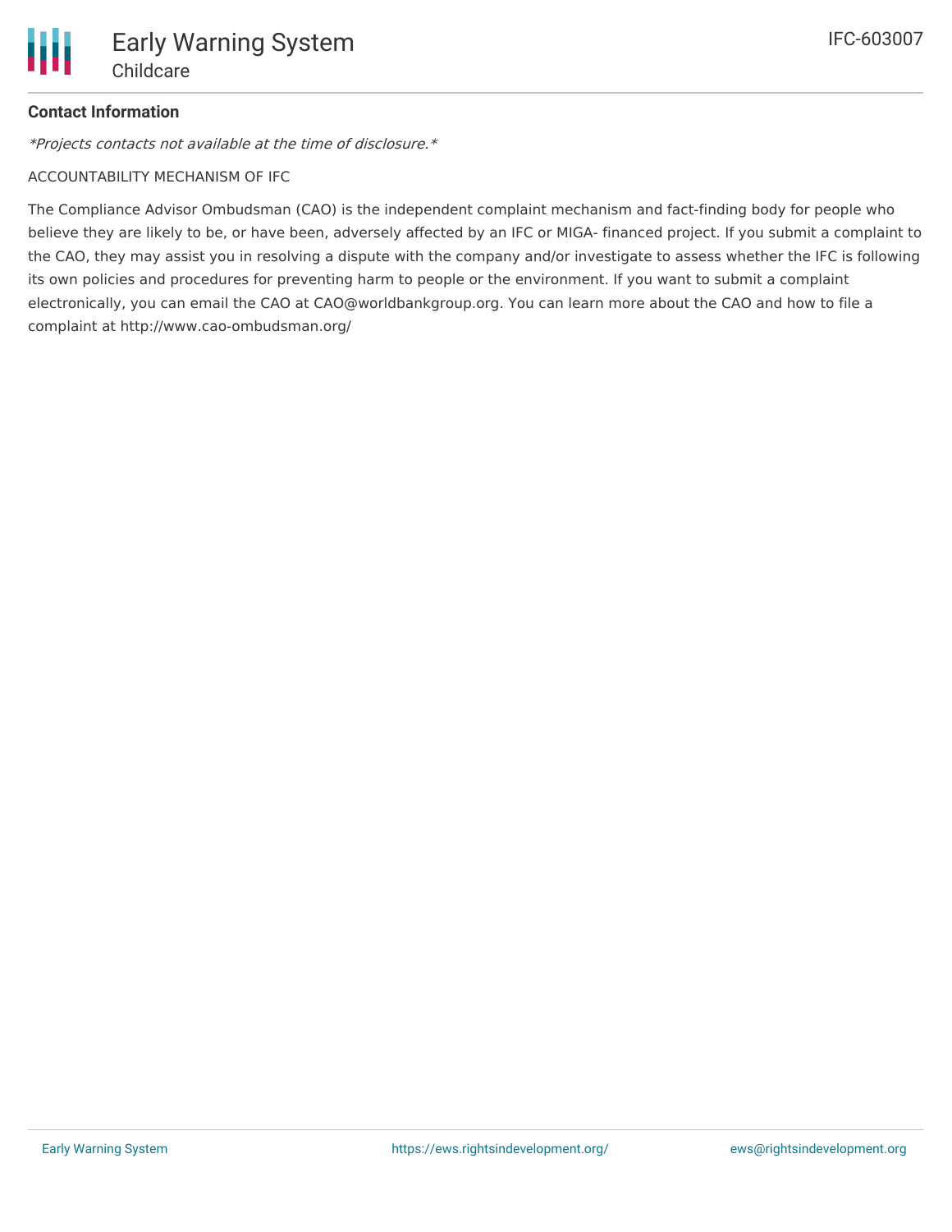**Contact Information**

*Projects contacts not available at the time of disclosure.*

ACCOUNTABILITY MECHANISM OF IFC

The Compliance Advisor Ombudsman (CAO) is the independent complaint mechanism and fact-finding body for people who believe they are likely to be, or have been, adversely affected by an IFC or MIGA- financed project. If you submit a complaint to the CAO, they may assist you in resolving a dispute with the company and/or investigate to assess whether the IFC is following its own policies and procedures for preventing harm to people or the environment. If you want to submit a complaint electronically, you can email the CAO at CAO@worldbankgroup.org. You can learn more about the CAO and how to file a complaint at http://www.cao-ombudsman.org/